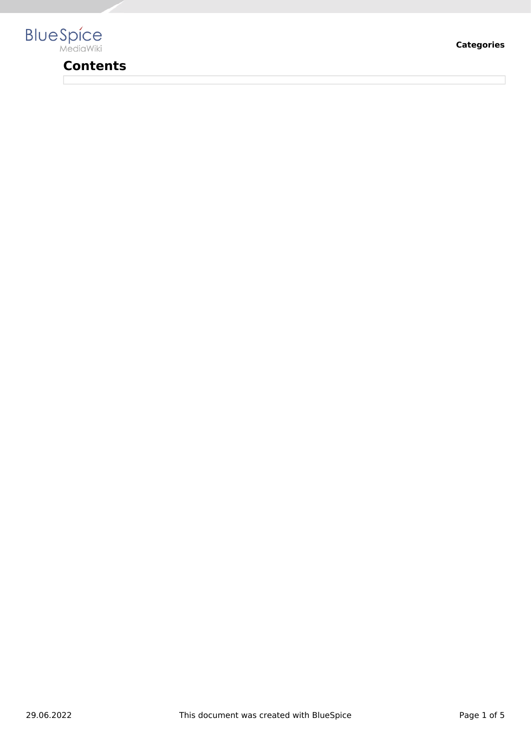# Contents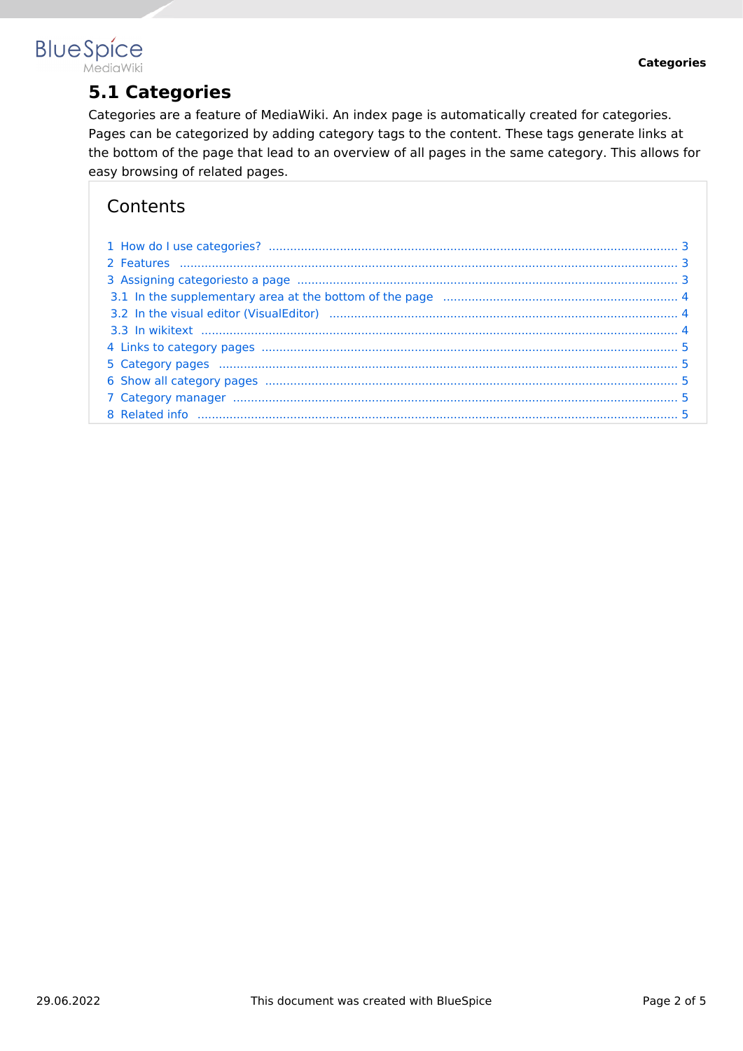# 5.1 Categories

Categories are a feature of MediaWiki. An index page is automatically created for categories. Pages can be categorized by adding category tags to the content. These tags generate links at the bottom of the page that lead to an overview of all pages in the same category. This allows for easy browsing of related pages.

## Contents

- 1 How do I use categories? ..... 3
- 2 Features ..... 3
- 3 Assigning categoriesto a page ..... 3
  - 3.1 In the supplementary area at the bottom of the page ..... 4
  - 3.2 In the visual editor (VisualEditor) ..... 4
  - 3.3 In wikitext ..... 4
- 4 Links to category pages ..... 5
- 5 Category pages ..... 5
- 6 Show all category pages ..... 5
- 7 Category manager ..... 5
- 8 Related info ..... 5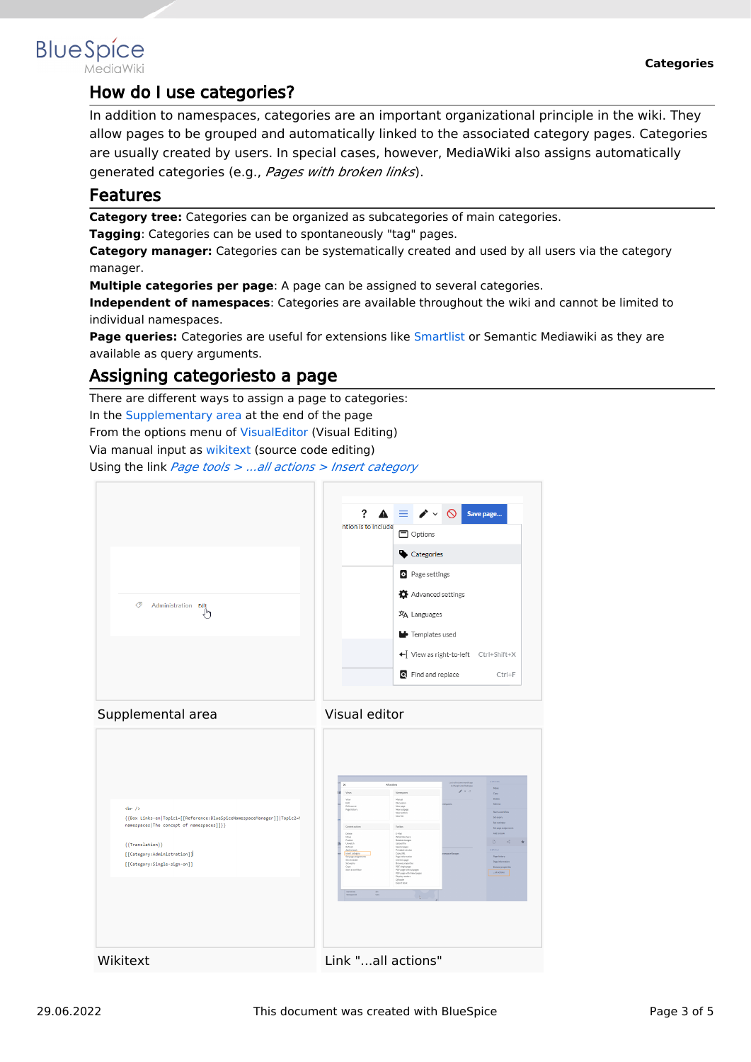## How do I use categories?

In addition to namespaces, categories are an important organizational principle in the wiki. They allow pages to be grouped and automatically linked to the associated category pages. Categories are usually created by users. In special cases, however, MediaWiki also assigns automatically generated categories (e.g., *Pages with broken links*).

## Features

**Category tree:** Categories can be organized as subcategories of main categories.
**Tagging**: Categories can be used to spontaneously "tag" pages.
**Category manager:** Categories can be systematically created and used by all users via the category manager.
**Multiple categories per page**: A page can be assigned to several categories.
**Independent of namespaces**: Categories are available throughout the wiki and cannot be limited to individual namespaces.
**Page queries:** Categories are useful for extensions like Smartlist or Semantic Mediawiki as they are available as query arguments.

## Assigning categoriesto a page

There are different ways to assign a page to categories:
In the Supplementary area at the end of the page
From the options menu of VisualEditor (Visual Editing)
Via manual input as wikitext (source code editing)
Using the link *Page tools > ...all actions > Insert category*

Supplemental area

Visual editor

Wikitext

Link "...all actions"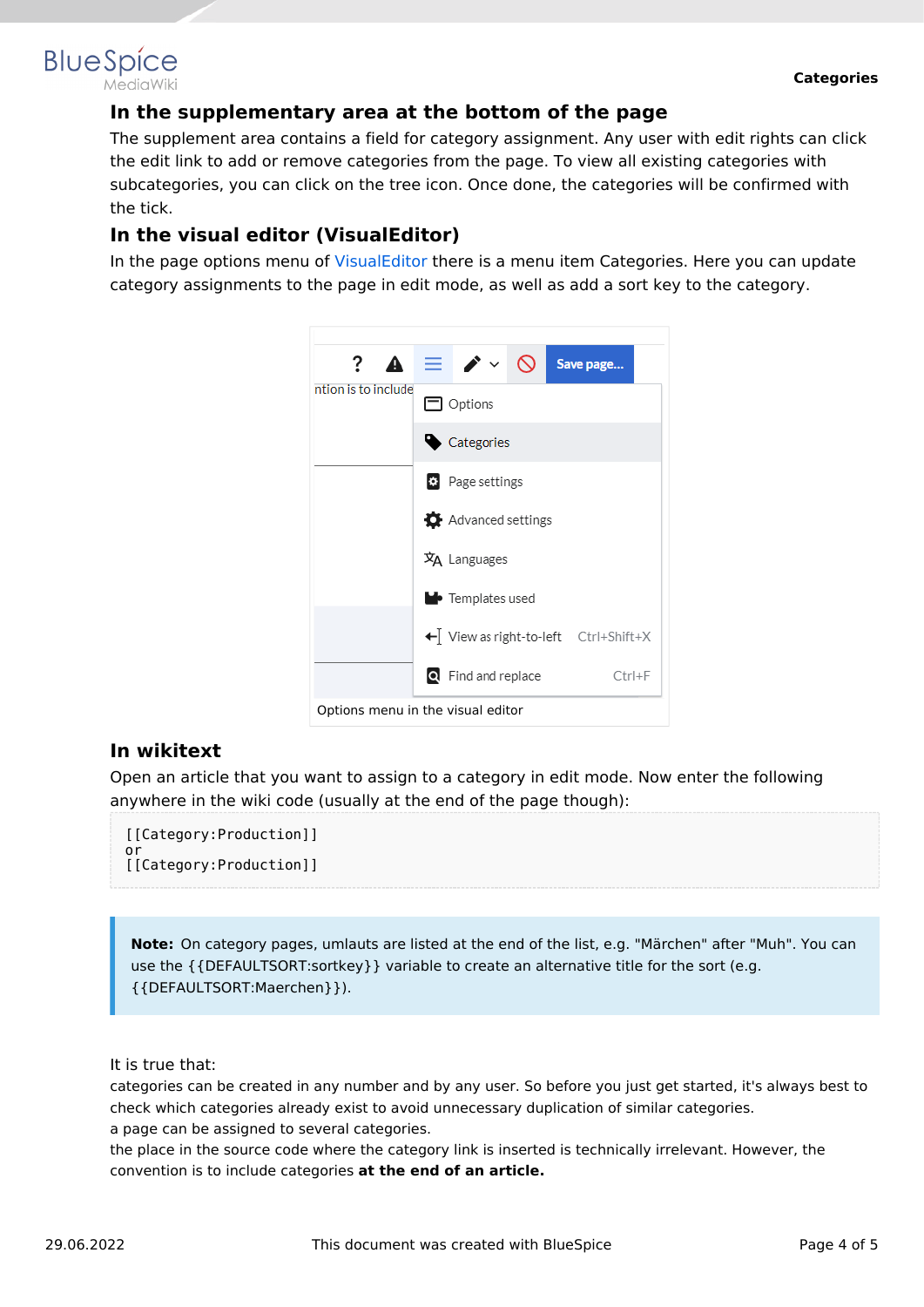### In the supplementary area at the bottom of the page

The supplement area contains a field for category assignment. Any user with edit rights can click the edit link to add or remove categories from the page. To view all existing categories with subcategories, you can click on the tree icon. Once done, the categories will be confirmed with the tick.

### In the visual editor (VisualEditor)

In the page options menu of VisualEditor there is a menu item Categories. Here you can update category assignments to the page in edit mode, as well as add a sort key to the category.

Options menu in the visual editor

### In wikitext

Open an article that you want to assign to a category in edit mode. Now enter the following anywhere in the wiki code (usually at the end of the page though):

```
[[Category:Production]]
or
[[Category:Production]]
```

> **Note:** On category pages, umlauts are listed at the end of the list, e.g. "Märchen" after "Muh". You can use the {{DEFAULTSORT:sortkey}} variable to create an alternative title for the sort (e.g. {{DEFAULTSORT:Maerchen}}).

It is true that:

categories can be created in any number and by any user. So before you just get started, it's always best to check which categories already exist to avoid unnecessary duplication of similar categories.

a page can be assigned to several categories.

the place in the source code where the category link is inserted is technically irrelevant. However, the convention is to include categories **at the end of an article.**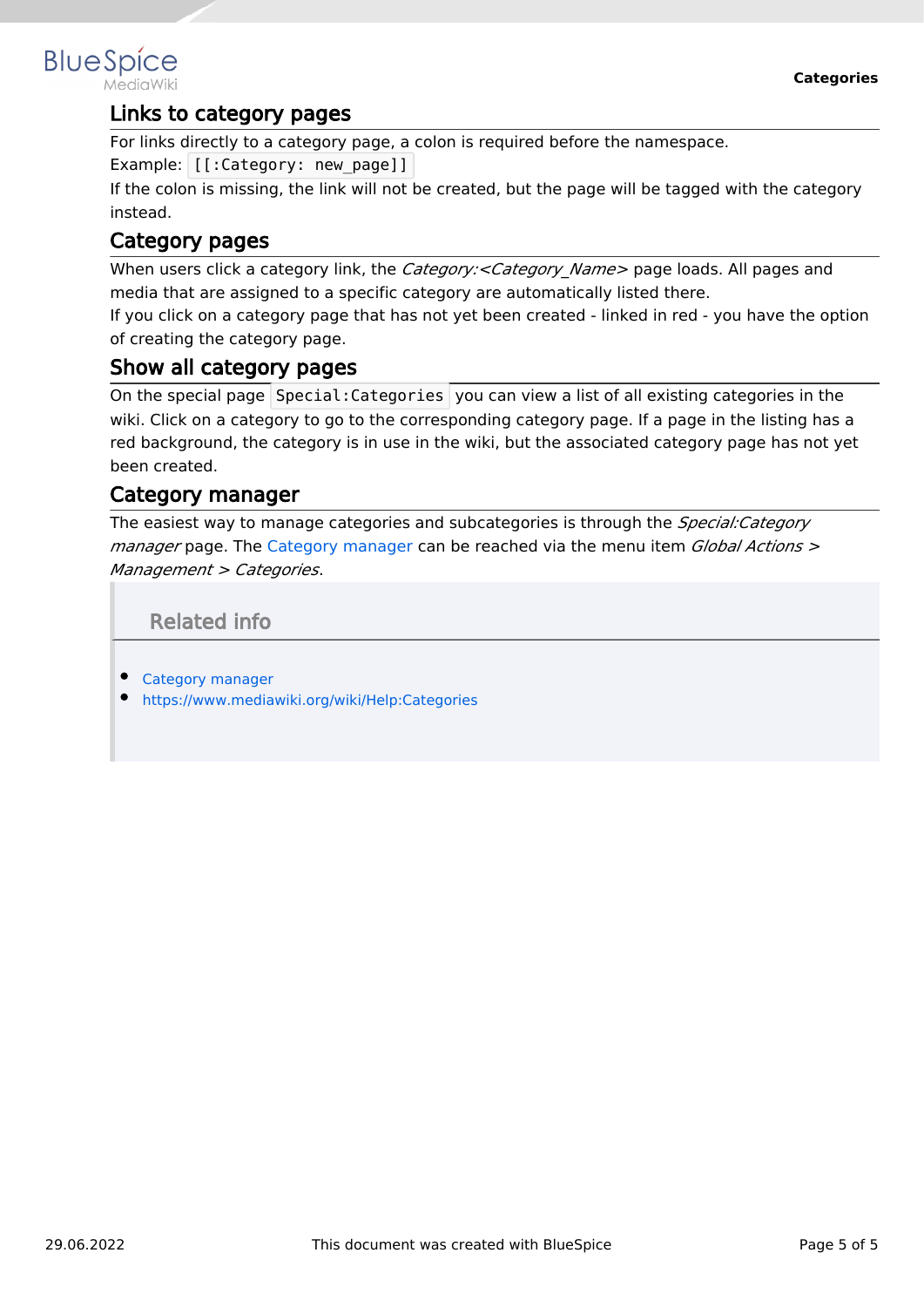## Links to category pages

For links directly to a category page, a colon is required before the namespace.
Example: `[[:Category: new_page]]`
If the colon is missing, the link will not be created, but the page will be tagged with the category instead.

## Category pages

When users click a category link, the *Category:<Category_Name>* page loads. All pages and media that are assigned to a specific category are automatically listed there.
If you click on a category page that has not yet been created - linked in red - you have the option of creating the category page.

## Show all category pages

On the special page `Special:Categories` you can view a list of all existing categories in the wiki. Click on a category to go to the corresponding category page. If a page in the listing has a red background, the category is in use in the wiki, but the associated category page has not yet been created.

## Category manager

The easiest way to manage categories and subcategories is through the *Special:Category manager* page. The Category manager can be reached via the menu item *Global Actions > Management > Categories*.

### Related info

- Category manager
- https://www.mediawiki.org/wiki/Help:Categories